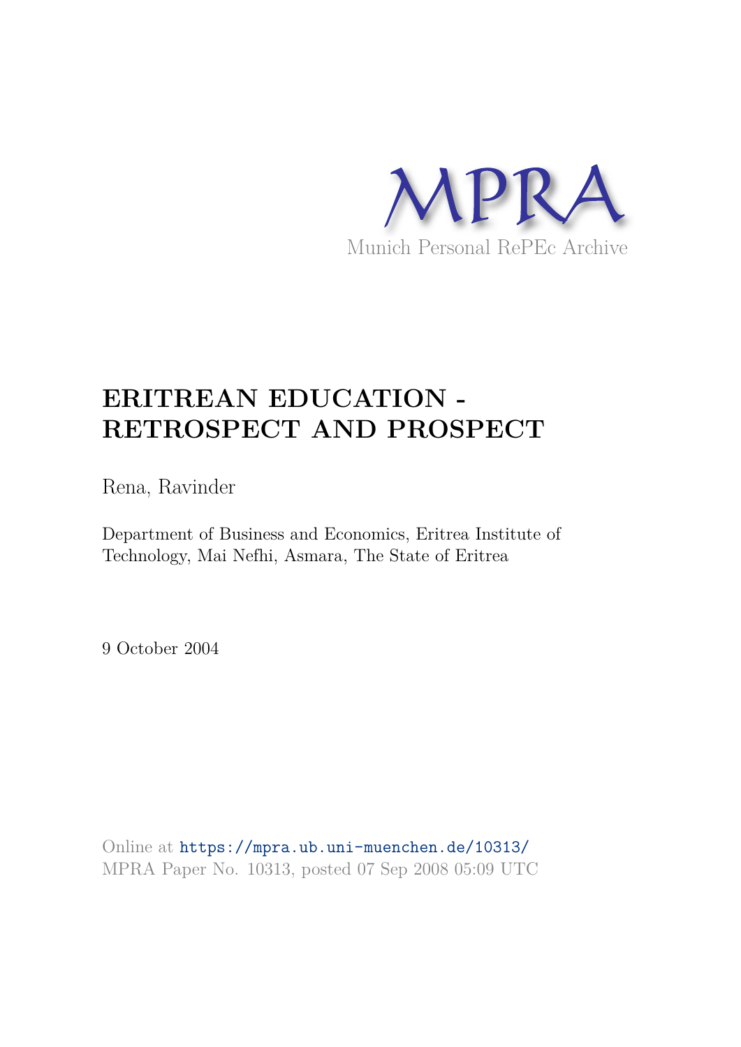MPRA

Munich Personal RePEc Archive

# ERITREAN EDUCATION - RETROSPECT AND PROSPECT

Rena, Ravinder

Department of Business and Economics, Eritrea Institute of Technology, Mai Nefhi, Asmara, The State of Eritrea

9 October 2004

Online at https://mpra.ub.uni-muenchen.de/10313/
MPRA Paper No. 10313, posted 07 Sep 2008 05:09 UTC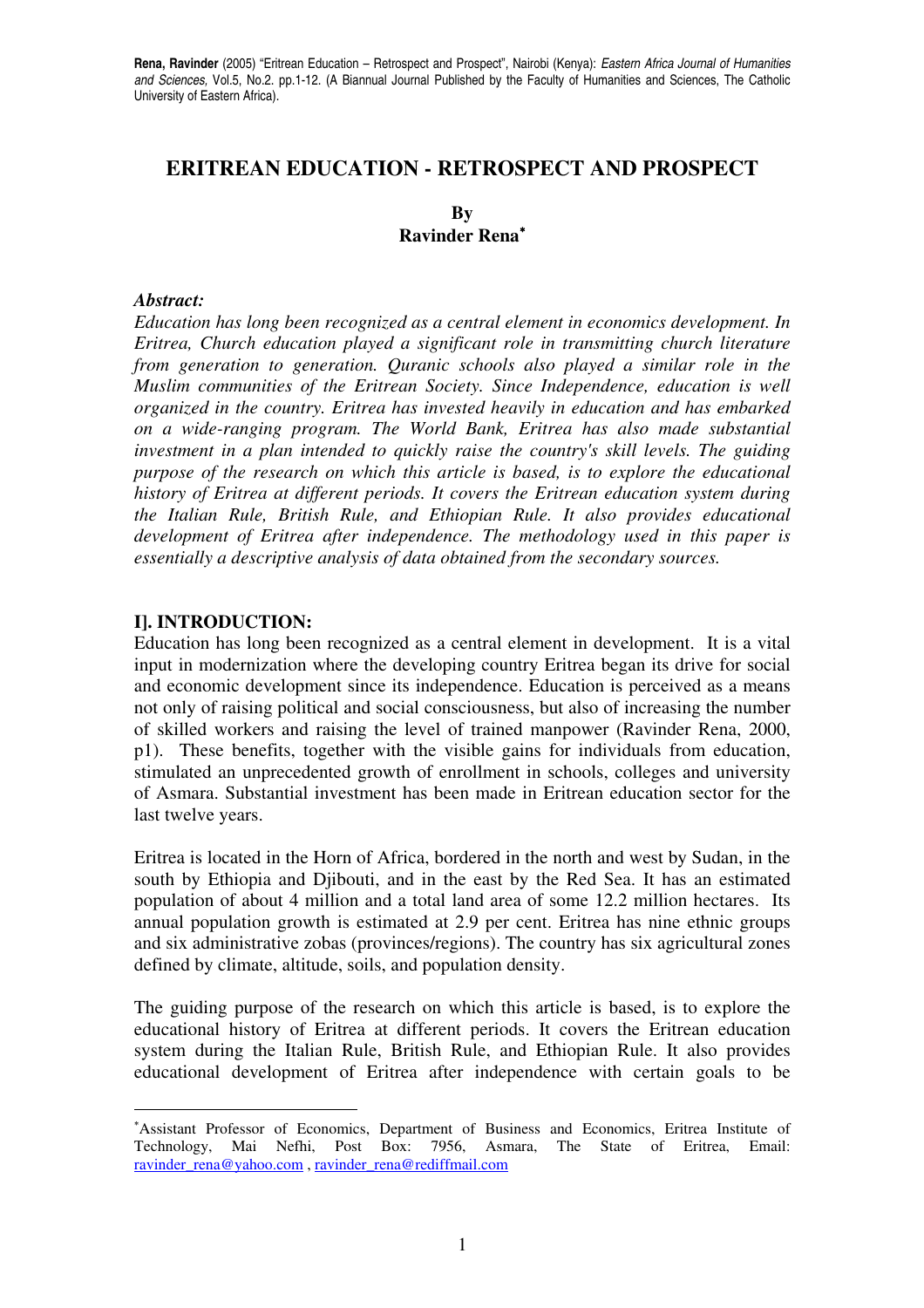# ERITREAN EDUCATION - RETROSPECT AND PROSPECT

**By**
**Ravinder Rena**[*]

***Abstract:***

*Education has long been recognized as a central element in economics development. In Eritrea, Church education played a significant role in transmitting church literature from generation to generation. Quranic schools also played a similar role in the Muslim communities of the Eritrean Society. Since Independence, education is well organized in the country. Eritrea has invested heavily in education and has embarked on a wide-ranging program. The World Bank, Eritrea has also made substantial investment in a plan intended to quickly raise the country's skill levels. The guiding purpose of the research on which this article is based, is to explore the educational history of Eritrea at different periods. It covers the Eritrean education system during the Italian Rule, British Rule, and Ethiopian Rule. It also provides educational development of Eritrea after independence. The methodology used in this paper is essentially a descriptive analysis of data obtained from the secondary sources.*

## I]. INTRODUCTION:

Education has long been recognized as a central element in development. It is a vital input in modernization where the developing country Eritrea began its drive for social and economic development since its independence. Education is perceived as a means not only of raising political and social consciousness, but also of increasing the number of skilled workers and raising the level of trained manpower (Ravinder Rena, 2000, p1). These benefits, together with the visible gains for individuals from education, stimulated an unprecedented growth of enrollment in schools, colleges and university of Asmara. Substantial investment has been made in Eritrean education sector for the last twelve years.

Eritrea is located in the Horn of Africa, bordered in the north and west by Sudan, in the south by Ethiopia and Djibouti, and in the east by the Red Sea. It has an estimated population of about 4 million and a total land area of some 12.2 million hectares. Its annual population growth is estimated at 2.9 per cent. Eritrea has nine ethnic groups and six administrative zobas (provinces/regions). The country has six agricultural zones defined by climate, altitude, soils, and population density.

The guiding purpose of the research on which this article is based, is to explore the educational history of Eritrea at different periods. It covers the Eritrean education system during the Italian Rule, British Rule, and Ethiopian Rule. It also provides educational development of Eritrea after independence with certain goals to be

---

[*]Assistant Professor of Economics, Department of Business and Economics, Eritrea Institute of Technology, Mai Nefhi, Post Box: 7956, Asmara, The State of Eritrea, Email: ravinder_rena@yahoo.com , ravinder_rena@rediffmail.com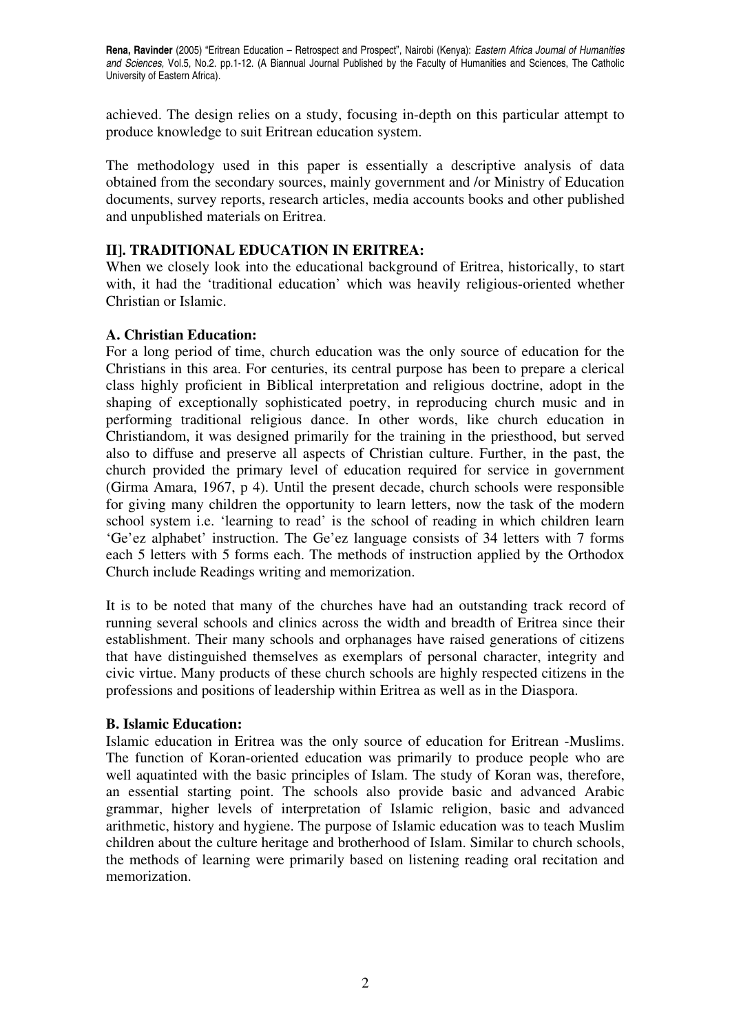achieved. The design relies on a study, focusing in-depth on this particular attempt to produce knowledge to suit Eritrean education system.

The methodology used in this paper is essentially a descriptive analysis of data obtained from the secondary sources, mainly government and /or Ministry of Education documents, survey reports, research articles, media accounts books and other published and unpublished materials on Eritrea.

## II]. TRADITIONAL EDUCATION IN ERITREA:

When we closely look into the educational background of Eritrea, historically, to start with, it had the 'traditional education' which was heavily religious-oriented whether Christian or Islamic.

### A. Christian Education:

For a long period of time, church education was the only source of education for the Christians in this area. For centuries, its central purpose has been to prepare a clerical class highly proficient in Biblical interpretation and religious doctrine, adopt in the shaping of exceptionally sophisticated poetry, in reproducing church music and in performing traditional religious dance. In other words, like church education in Christiandom, it was designed primarily for the training in the priesthood, but served also to diffuse and preserve all aspects of Christian culture. Further, in the past, the church provided the primary level of education required for service in government (Girma Amara, 1967, p 4). Until the present decade, church schools were responsible for giving many children the opportunity to learn letters, now the task of the modern school system i.e. 'learning to read' is the school of reading in which children learn 'Ge'ez alphabet' instruction. The Ge'ez language consists of 34 letters with 7 forms each 5 letters with 5 forms each. The methods of instruction applied by the Orthodox Church include Readings writing and memorization.

It is to be noted that many of the churches have had an outstanding track record of running several schools and clinics across the width and breadth of Eritrea since their establishment. Their many schools and orphanages have raised generations of citizens that have distinguished themselves as exemplars of personal character, integrity and civic virtue. Many products of these church schools are highly respected citizens in the professions and positions of leadership within Eritrea as well as in the Diaspora.

### B. Islamic Education:

Islamic education in Eritrea was the only source of education for Eritrean -Muslims. The function of Koran-oriented education was primarily to produce people who are well aquatinted with the basic principles of Islam. The study of Koran was, therefore, an essential starting point. The schools also provide basic and advanced Arabic grammar, higher levels of interpretation of Islamic religion, basic and advanced arithmetic, history and hygiene. The purpose of Islamic education was to teach Muslim children about the culture heritage and brotherhood of Islam. Similar to church schools, the methods of learning were primarily based on listening reading oral recitation and memorization.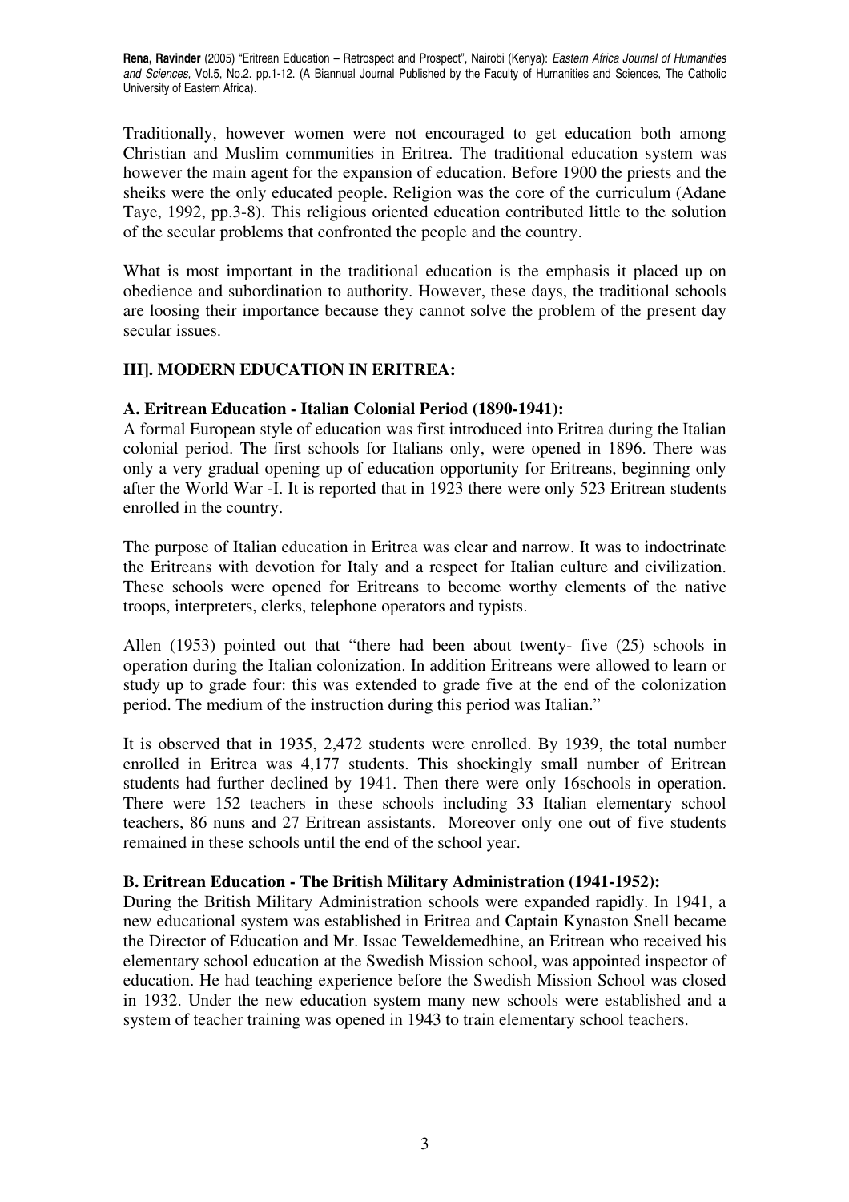Traditionally, however women were not encouraged to get education both among Christian and Muslim communities in Eritrea. The traditional education system was however the main agent for the expansion of education. Before 1900 the priests and the sheiks were the only educated people. Religion was the core of the curriculum (Adane Taye, 1992, pp.3-8). This religious oriented education contributed little to the solution of the secular problems that confronted the people and the country.

What is most important in the traditional education is the emphasis it placed up on obedience and subordination to authority. However, these days, the traditional schools are loosing their importance because they cannot solve the problem of the present day secular issues.

## III]. MODERN EDUCATION IN ERITREA:

### A. Eritrean Education - Italian Colonial Period (1890-1941):

A formal European style of education was first introduced into Eritrea during the Italian colonial period. The first schools for Italians only, were opened in 1896. There was only a very gradual opening up of education opportunity for Eritreans, beginning only after the World War -I. It is reported that in 1923 there were only 523 Eritrean students enrolled in the country.

The purpose of Italian education in Eritrea was clear and narrow. It was to indoctrinate the Eritreans with devotion for Italy and a respect for Italian culture and civilization. These schools were opened for Eritreans to become worthy elements of the native troops, interpreters, clerks, telephone operators and typists.

Allen (1953) pointed out that "there had been about twenty- five (25) schools in operation during the Italian colonization. In addition Eritreans were allowed to learn or study up to grade four: this was extended to grade five at the end of the colonization period. The medium of the instruction during this period was Italian."

It is observed that in 1935, 2,472 students were enrolled. By 1939, the total number enrolled in Eritrea was 4,177 students. This shockingly small number of Eritrean students had further declined by 1941. Then there were only 16schools in operation. There were 152 teachers in these schools including 33 Italian elementary school teachers, 86 nuns and 27 Eritrean assistants. Moreover only one out of five students remained in these schools until the end of the school year.

### B. Eritrean Education - The British Military Administration (1941-1952):

During the British Military Administration schools were expanded rapidly. In 1941, a new educational system was established in Eritrea and Captain Kynaston Snell became the Director of Education and Mr. Issac Teweldemedhine, an Eritrean who received his elementary school education at the Swedish Mission school, was appointed inspector of education. He had teaching experience before the Swedish Mission School was closed in 1932. Under the new education system many new schools were established and a system of teacher training was opened in 1943 to train elementary school teachers.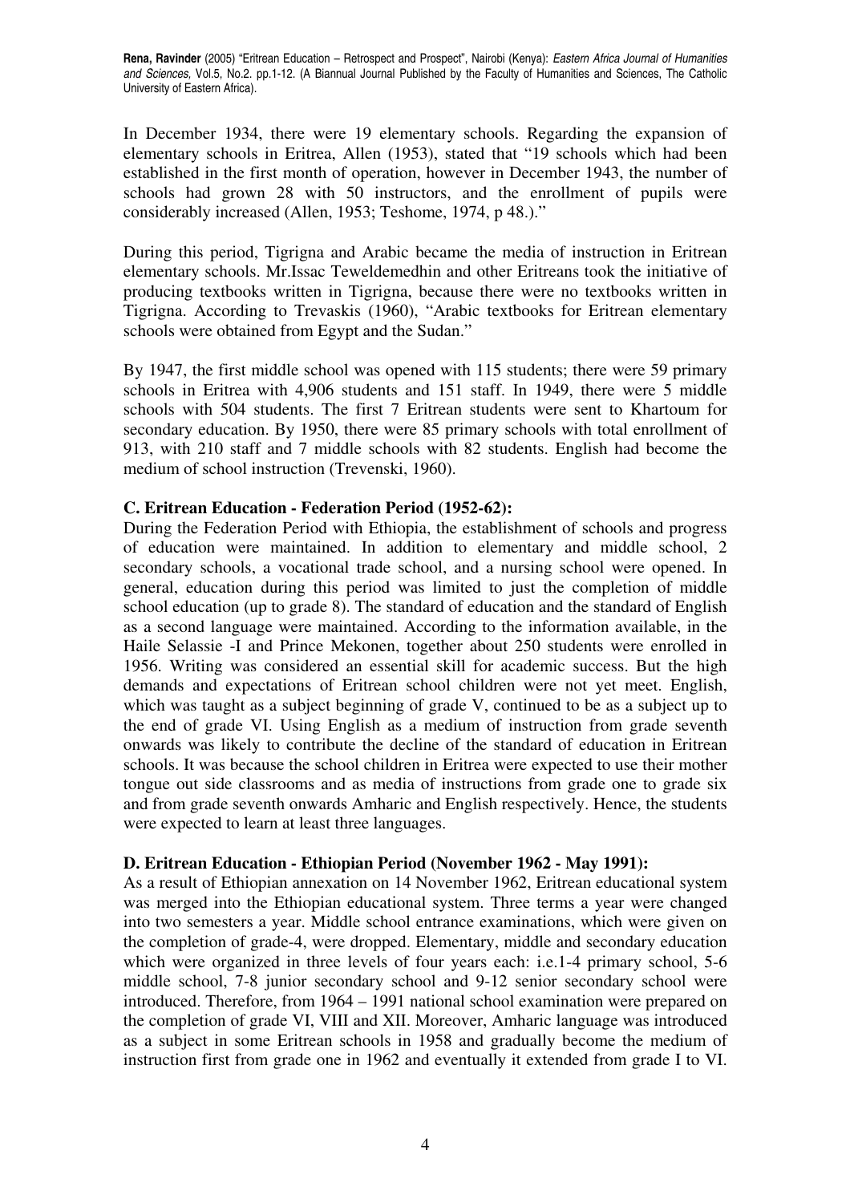In December 1934, there were 19 elementary schools. Regarding the expansion of elementary schools in Eritrea, Allen (1953), stated that "19 schools which had been established in the first month of operation, however in December 1943, the number of schools had grown 28 with 50 instructors, and the enrollment of pupils were considerably increased (Allen, 1953; Teshome, 1974, p 48.)."

During this period, Tigrigna and Arabic became the media of instruction in Eritrean elementary schools. Mr.Issac Teweldemedhin and other Eritreans took the initiative of producing textbooks written in Tigrigna, because there were no textbooks written in Tigrigna. According to Trevaskis (1960), "Arabic textbooks for Eritrean elementary schools were obtained from Egypt and the Sudan."

By 1947, the first middle school was opened with 115 students; there were 59 primary schools in Eritrea with 4,906 students and 151 staff. In 1949, there were 5 middle schools with 504 students. The first 7 Eritrean students were sent to Khartoum for secondary education. By 1950, there were 85 primary schools with total enrollment of 913, with 210 staff and 7 middle schools with 82 students. English had become the medium of school instruction (Trevenski, 1960).

### C. Eritrean Education - Federation Period (1952-62):

During the Federation Period with Ethiopia, the establishment of schools and progress of education were maintained. In addition to elementary and middle school, 2 secondary schools, a vocational trade school, and a nursing school were opened. In general, education during this period was limited to just the completion of middle school education (up to grade 8). The standard of education and the standard of English as a second language were maintained. According to the information available, in the Haile Selassie -I and Prince Mekonen, together about 250 students were enrolled in 1956. Writing was considered an essential skill for academic success. But the high demands and expectations of Eritrean school children were not yet meet. English, which was taught as a subject beginning of grade V, continued to be as a subject up to the end of grade VI. Using English as a medium of instruction from grade seventh onwards was likely to contribute the decline of the standard of education in Eritrean schools. It was because the school children in Eritrea were expected to use their mother tongue out side classrooms and as media of instructions from grade one to grade six and from grade seventh onwards Amharic and English respectively. Hence, the students were expected to learn at least three languages.

### D. Eritrean Education - Ethiopian Period (November 1962 - May 1991):

As a result of Ethiopian annexation on 14 November 1962, Eritrean educational system was merged into the Ethiopian educational system. Three terms a year were changed into two semesters a year. Middle school entrance examinations, which were given on the completion of grade-4, were dropped. Elementary, middle and secondary education which were organized in three levels of four years each: i.e.1-4 primary school, 5-6 middle school, 7-8 junior secondary school and 9-12 senior secondary school were introduced. Therefore, from 1964 – 1991 national school examination were prepared on the completion of grade VI, VIII and XII. Moreover, Amharic language was introduced as a subject in some Eritrean schools in 1958 and gradually become the medium of instruction first from grade one in 1962 and eventually it extended from grade I to VI.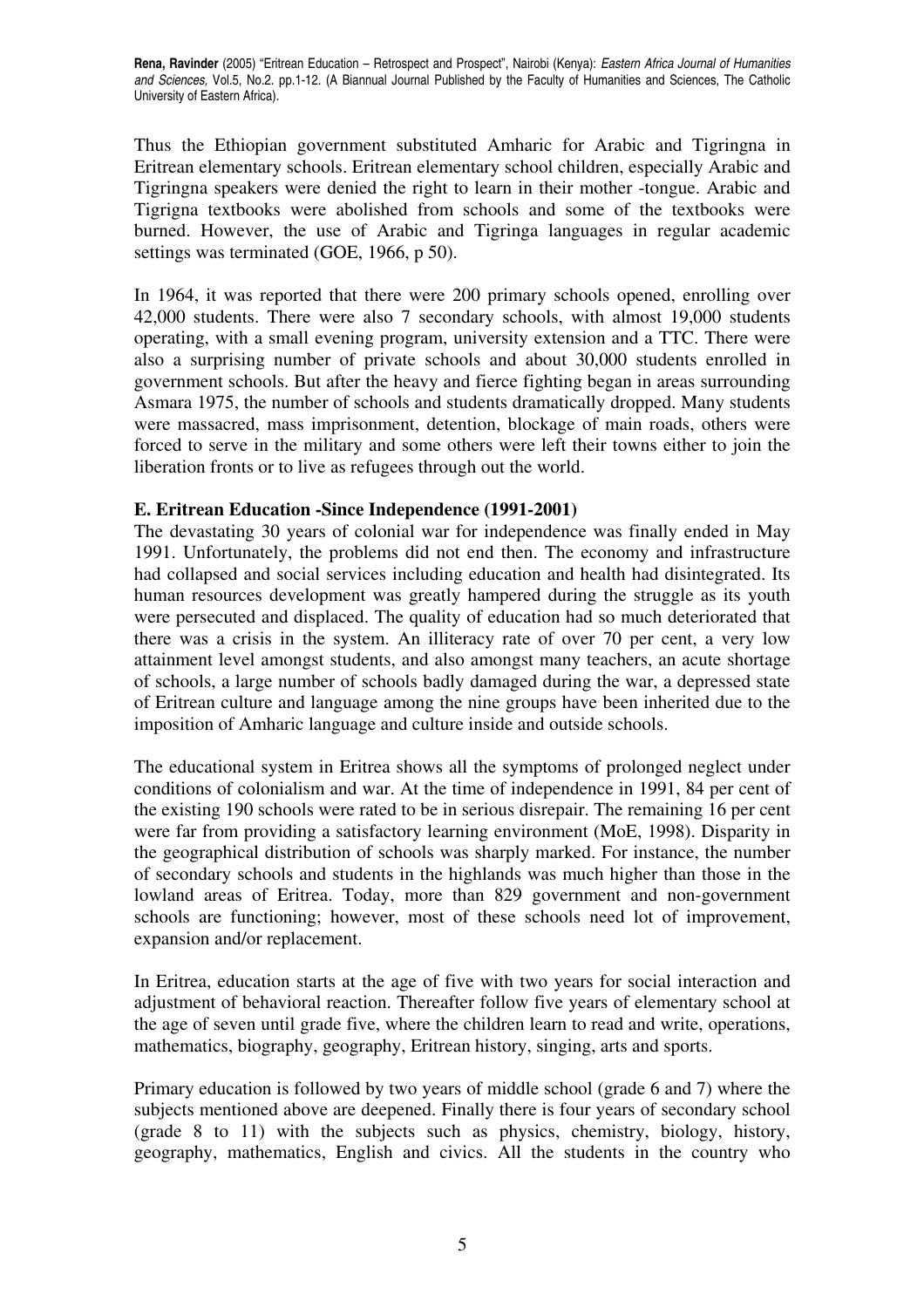Thus the Ethiopian government substituted Amharic for Arabic and Tigringna in Eritrean elementary schools. Eritrean elementary school children, especially Arabic and Tigringna speakers were denied the right to learn in their mother -tongue. Arabic and Tigrigna textbooks were abolished from schools and some of the textbooks were burned. However, the use of Arabic and Tigringa languages in regular academic settings was terminated (GOE, 1966, p 50).

In 1964, it was reported that there were 200 primary schools opened, enrolling over 42,000 students. There were also 7 secondary schools, with almost 19,000 students operating, with a small evening program, university extension and a TTC. There were also a surprising number of private schools and about 30,000 students enrolled in government schools. But after the heavy and fierce fighting began in areas surrounding Asmara 1975, the number of schools and students dramatically dropped. Many students were massacred, mass imprisonment, detention, blockage of main roads, others were forced to serve in the military and some others were left their towns either to join the liberation fronts or to live as refugees through out the world.

**E. Eritrean Education -Since Independence (1991-2001)**

The devastating 30 years of colonial war for independence was finally ended in May 1991. Unfortunately, the problems did not end then. The economy and infrastructure had collapsed and social services including education and health had disintegrated. Its human resources development was greatly hampered during the struggle as its youth were persecuted and displaced. The quality of education had so much deteriorated that there was a crisis in the system. An illiteracy rate of over 70 per cent, a very low attainment level amongst students, and also amongst many teachers, an acute shortage of schools, a large number of schools badly damaged during the war, a depressed state of Eritrean culture and language among the nine groups have been inherited due to the imposition of Amharic language and culture inside and outside schools.

The educational system in Eritrea shows all the symptoms of prolonged neglect under conditions of colonialism and war. At the time of independence in 1991, 84 per cent of the existing 190 schools were rated to be in serious disrepair. The remaining 16 per cent were far from providing a satisfactory learning environment (MoE, 1998). Disparity in the geographical distribution of schools was sharply marked. For instance, the number of secondary schools and students in the highlands was much higher than those in the lowland areas of Eritrea. Today, more than 829 government and non-government schools are functioning; however, most of these schools need lot of improvement, expansion and/or replacement.

In Eritrea, education starts at the age of five with two years for social interaction and adjustment of behavioral reaction. Thereafter follow five years of elementary school at the age of seven until grade five, where the children learn to read and write, operations, mathematics, biography, geography, Eritrean history, singing, arts and sports.

Primary education is followed by two years of middle school (grade 6 and 7) where the subjects mentioned above are deepened. Finally there is four years of secondary school (grade 8 to 11) with the subjects such as physics, chemistry, biology, history, geography, mathematics, English and civics. All the students in the country who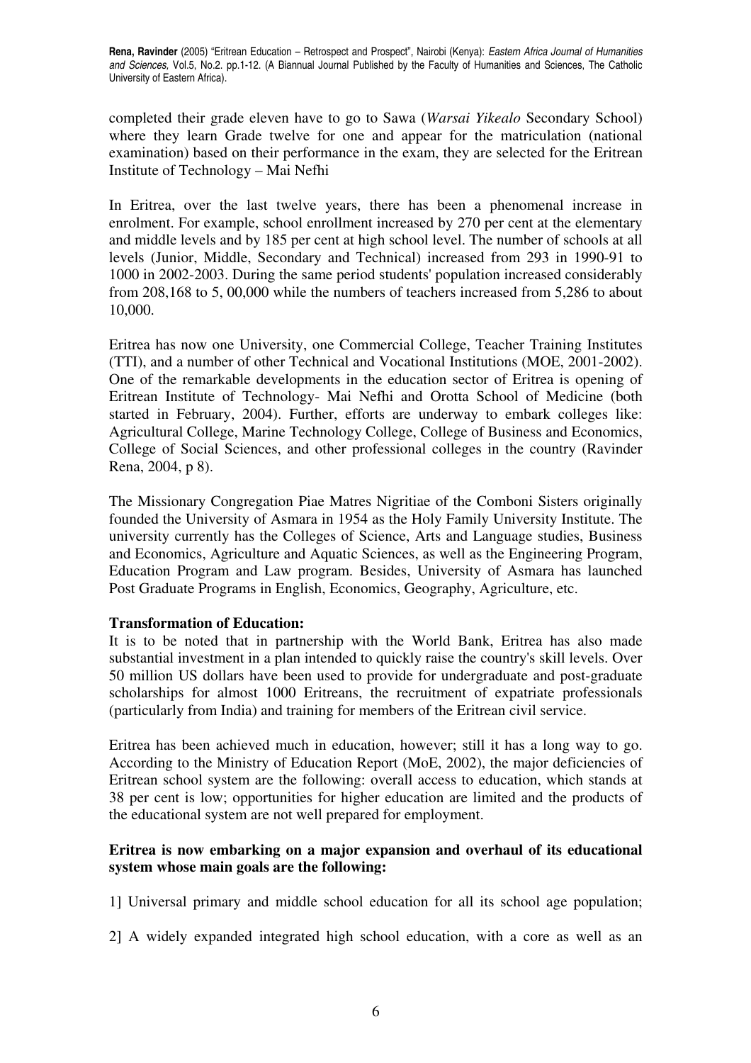completed their grade eleven have to go to Sawa (*Warsai Yikealo* Secondary School) where they learn Grade twelve for one and appear for the matriculation (national examination) based on their performance in the exam, they are selected for the Eritrean Institute of Technology – Mai Nefhi

In Eritrea, over the last twelve years, there has been a phenomenal increase in enrolment. For example, school enrollment increased by 270 per cent at the elementary and middle levels and by 185 per cent at high school level. The number of schools at all levels (Junior, Middle, Secondary and Technical) increased from 293 in 1990-91 to 1000 in 2002-2003. During the same period students' population increased considerably from 208,168 to 5, 00,000 while the numbers of teachers increased from 5,286 to about 10,000.

Eritrea has now one University, one Commercial College, Teacher Training Institutes (TTI), and a number of other Technical and Vocational Institutions (MOE, 2001-2002). One of the remarkable developments in the education sector of Eritrea is opening of Eritrean Institute of Technology- Mai Nefhi and Orotta School of Medicine (both started in February, 2004). Further, efforts are underway to embark colleges like: Agricultural College, Marine Technology College, College of Business and Economics, College of Social Sciences, and other professional colleges in the country (Ravinder Rena, 2004, p 8).

The Missionary Congregation Piae Matres Nigritiae of the Comboni Sisters originally founded the University of Asmara in 1954 as the Holy Family University Institute. The university currently has the Colleges of Science, Arts and Language studies, Business and Economics, Agriculture and Aquatic Sciences, as well as the Engineering Program, Education Program and Law program. Besides, University of Asmara has launched Post Graduate Programs in English, Economics, Geography, Agriculture, etc.

**Transformation of Education:**

It is to be noted that in partnership with the World Bank, Eritrea has also made substantial investment in a plan intended to quickly raise the country's skill levels. Over 50 million US dollars have been used to provide for undergraduate and post-graduate scholarships for almost 1000 Eritreans, the recruitment of expatriate professionals (particularly from India) and training for members of the Eritrean civil service.

Eritrea has been achieved much in education, however; still it has a long way to go. According to the Ministry of Education Report (MoE, 2002), the major deficiencies of Eritrean school system are the following: overall access to education, which stands at 38 per cent is low; opportunities for higher education are limited and the products of the educational system are not well prepared for employment.

**Eritrea is now embarking on a major expansion and overhaul of its educational system whose main goals are the following:**

1] Universal primary and middle school education for all its school age population;

2] A widely expanded integrated high school education, with a core as well as an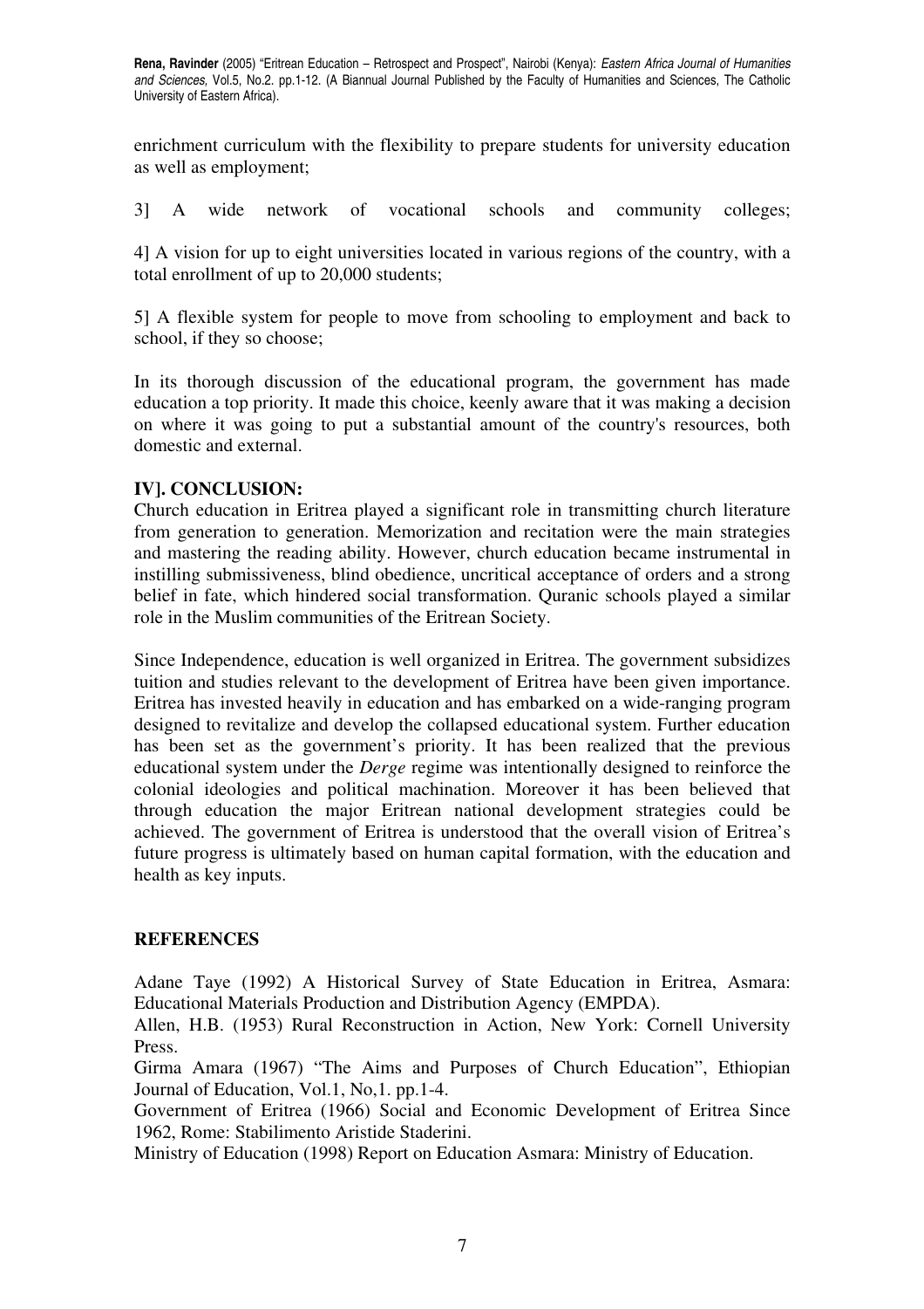enrichment curriculum with the flexibility to prepare students for university education as well as employment;

3] A wide network of vocational schools and community colleges;

4] A vision for up to eight universities located in various regions of the country, with a total enrollment of up to 20,000 students;

5] A flexible system for people to move from schooling to employment and back to school, if they so choose;

In its thorough discussion of the educational program, the government has made education a top priority. It made this choice, keenly aware that it was making a decision on where it was going to put a substantial amount of the country's resources, both domestic and external.

## IV]. CONCLUSION:

Church education in Eritrea played a significant role in transmitting church literature from generation to generation. Memorization and recitation were the main strategies and mastering the reading ability. However, church education became instrumental in instilling submissiveness, blind obedience, uncritical acceptance of orders and a strong belief in fate, which hindered social transformation. Quranic schools played a similar role in the Muslim communities of the Eritrean Society.

Since Independence, education is well organized in Eritrea. The government subsidizes tuition and studies relevant to the development of Eritrea have been given importance. Eritrea has invested heavily in education and has embarked on a wide-ranging program designed to revitalize and develop the collapsed educational system. Further education has been set as the government's priority. It has been realized that the previous educational system under the *Derge* regime was intentionally designed to reinforce the colonial ideologies and political machination. Moreover it has been believed that through education the major Eritrean national development strategies could be achieved. The government of Eritrea is understood that the overall vision of Eritrea's future progress is ultimately based on human capital formation, with the education and health as key inputs.

## REFERENCES

Adane Taye (1992) A Historical Survey of State Education in Eritrea, Asmara: Educational Materials Production and Distribution Agency (EMPDA).

Allen, H.B. (1953) Rural Reconstruction in Action, New York: Cornell University Press.

Girma Amara (1967) "The Aims and Purposes of Church Education", Ethiopian Journal of Education, Vol.1, No,1. pp.1-4.

Government of Eritrea (1966) Social and Economic Development of Eritrea Since 1962, Rome: Stabilimento Aristide Staderini.

Ministry of Education (1998) Report on Education Asmara: Ministry of Education.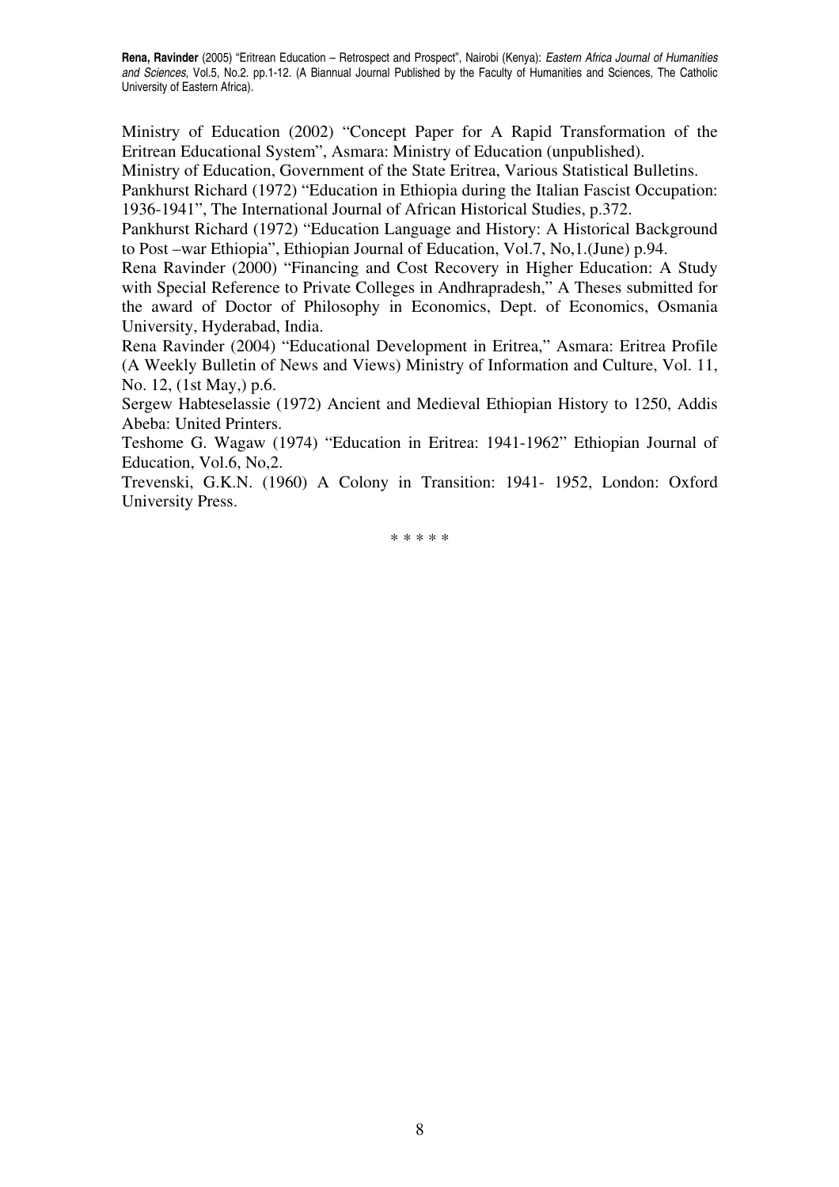Ministry of Education (2002) "Concept Paper for A Rapid Transformation of the Eritrean Educational System", Asmara: Ministry of Education (unpublished).

Ministry of Education, Government of the State Eritrea, Various Statistical Bulletins.

Pankhurst Richard (1972) "Education in Ethiopia during the Italian Fascist Occupation: 1936-1941", The International Journal of African Historical Studies, p.372.

Pankhurst Richard (1972) "Education Language and History: A Historical Background to Post –war Ethiopia", Ethiopian Journal of Education, Vol.7, No,1.(June) p.94.

Rena Ravinder (2000) "Financing and Cost Recovery in Higher Education: A Study with Special Reference to Private Colleges in Andhrapradesh," A Theses submitted for the award of Doctor of Philosophy in Economics, Dept. of Economics, Osmania University, Hyderabad, India.

Rena Ravinder (2004) "Educational Development in Eritrea," Asmara: Eritrea Profile (A Weekly Bulletin of News and Views) Ministry of Information and Culture, Vol. 11, No. 12, (1st May,) p.6.

Sergew Habteselassie (1972) Ancient and Medieval Ethiopian History to 1250, Addis Abeba: United Printers.

Teshome G. Wagaw (1974) "Education in Eritrea: 1941-1962" Ethiopian Journal of Education, Vol.6, No,2.

Trevenski, G.K.N. (1960) A Colony in Transition: 1941- 1952, London: Oxford University Press.

* * * * *